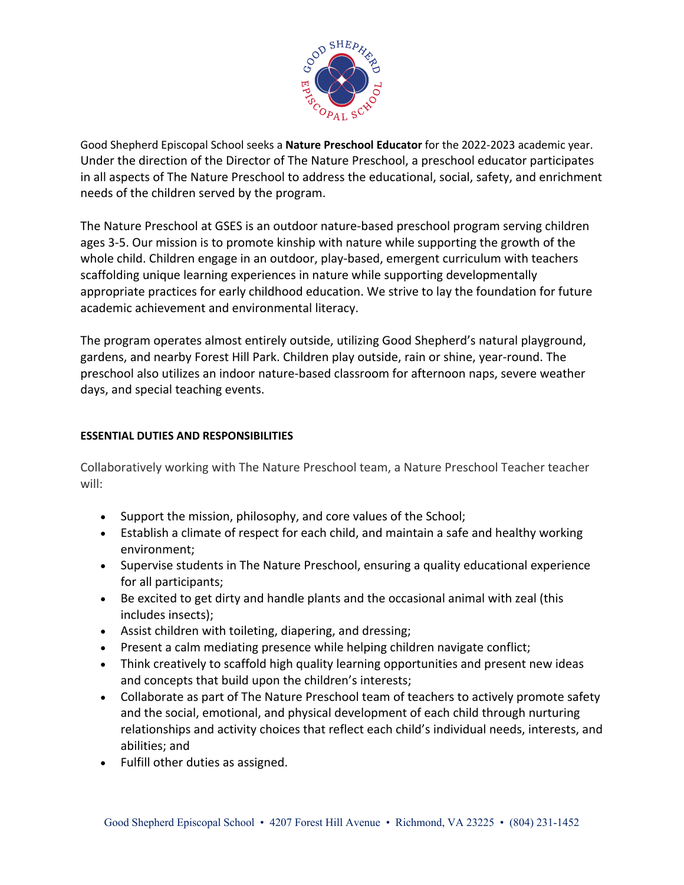Good Shepherd Episcopal School seeks a **Nature Preschool Educator** for the 2022-2023 academic year. Under the direction of the Director of The Nature Preschool, a preschool educator participates in all aspects of The Nature Preschool to address the educational, social, safety, and enrichment needs of the children served by the program.

The Nature Preschool at GSES is an outdoor nature-based preschool program serving children ages 3-5. Our mission is to promote kinship with nature while supporting the growth of the whole child. Children engage in an outdoor, play-based, emergent curriculum with teachers scaffolding unique learning experiences in nature while supporting developmentally appropriate practices for early childhood education. We strive to lay the foundation for future academic achievement and environmental literacy.

The program operates almost entirely outside, utilizing Good Shepherd's natural playground, gardens, and nearby Forest Hill Park. Children play outside, rain or shine, year-round. The preschool also utilizes an indoor nature-based classroom for afternoon naps, severe weather days, and special teaching events.

**ESSENTIAL DUTIES AND RESPONSIBILITIES**

Collaboratively working with The Nature Preschool team, a Nature Preschool Teacher teacher will:

- Support the mission, philosophy, and core values of the School;
- Establish a climate of respect for each child, and maintain a safe and healthy working environment;
- Supervise students in The Nature Preschool, ensuring a quality educational experience for all participants;
- Be excited to get dirty and handle plants and the occasional animal with zeal (this includes insects);
- Assist children with toileting, diapering, and dressing;
- Present a calm mediating presence while helping children navigate conflict;
- Think creatively to scaffold high quality learning opportunities and present new ideas and concepts that build upon the children's interests;
- Collaborate as part of The Nature Preschool team of teachers to actively promote safety and the social, emotional, and physical development of each child through nurturing relationships and activity choices that reflect each child's individual needs, interests, and abilities; and
- Fulfill other duties as assigned.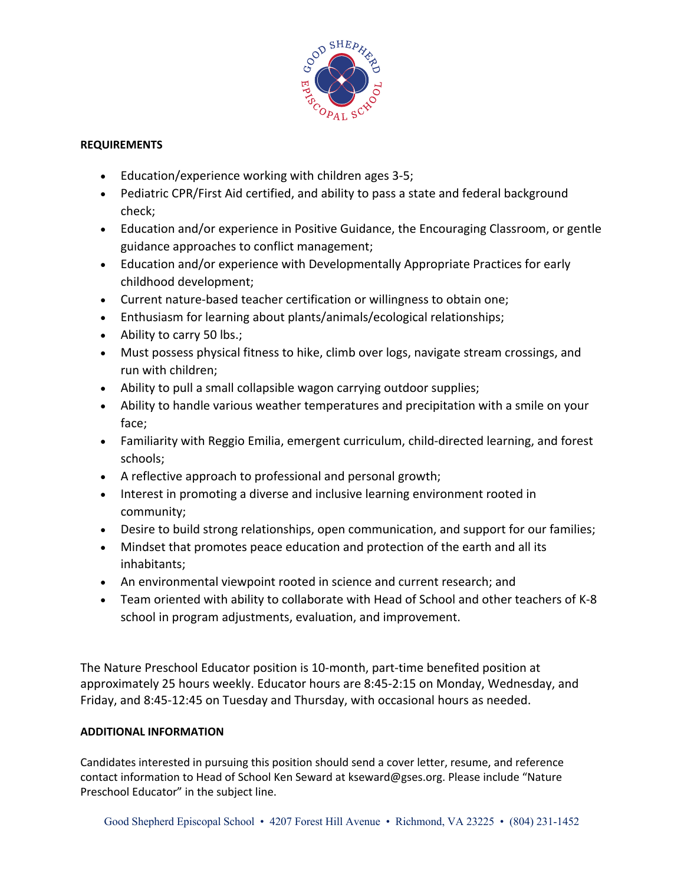**REQUIREMENTS**

- Education/experience working with children ages 3-5;
- Pediatric CPR/First Aid certified, and ability to pass a state and federal background check;
- Education and/or experience in Positive Guidance, the Encouraging Classroom, or gentle guidance approaches to conflict management;
- Education and/or experience with Developmentally Appropriate Practices for early childhood development;
- Current nature-based teacher certification or willingness to obtain one;
- Enthusiasm for learning about plants/animals/ecological relationships;
- Ability to carry 50 lbs.;
- Must possess physical fitness to hike, climb over logs, navigate stream crossings, and run with children;
- Ability to pull a small collapsible wagon carrying outdoor supplies;
- Ability to handle various weather temperatures and precipitation with a smile on your face;
- Familiarity with Reggio Emilia, emergent curriculum, child-directed learning, and forest schools;
- A reflective approach to professional and personal growth;
- Interest in promoting a diverse and inclusive learning environment rooted in community;
- Desire to build strong relationships, open communication, and support for our families;
- Mindset that promotes peace education and protection of the earth and all its inhabitants;
- An environmental viewpoint rooted in science and current research; and
- Team oriented with ability to collaborate with Head of School and other teachers of K-8 school in program adjustments, evaluation, and improvement.

The Nature Preschool Educator position is 10-month, part-time benefited position at approximately 25 hours weekly. Educator hours are 8:45-2:15 on Monday, Wednesday, and Friday, and 8:45-12:45 on Tuesday and Thursday, with occasional hours as needed.

**ADDITIONAL INFORMATION**

Candidates interested in pursuing this position should send a cover letter, resume, and reference contact information to Head of School Ken Seward at kseward@gses.org. Please include "Nature Preschool Educator" in the subject line.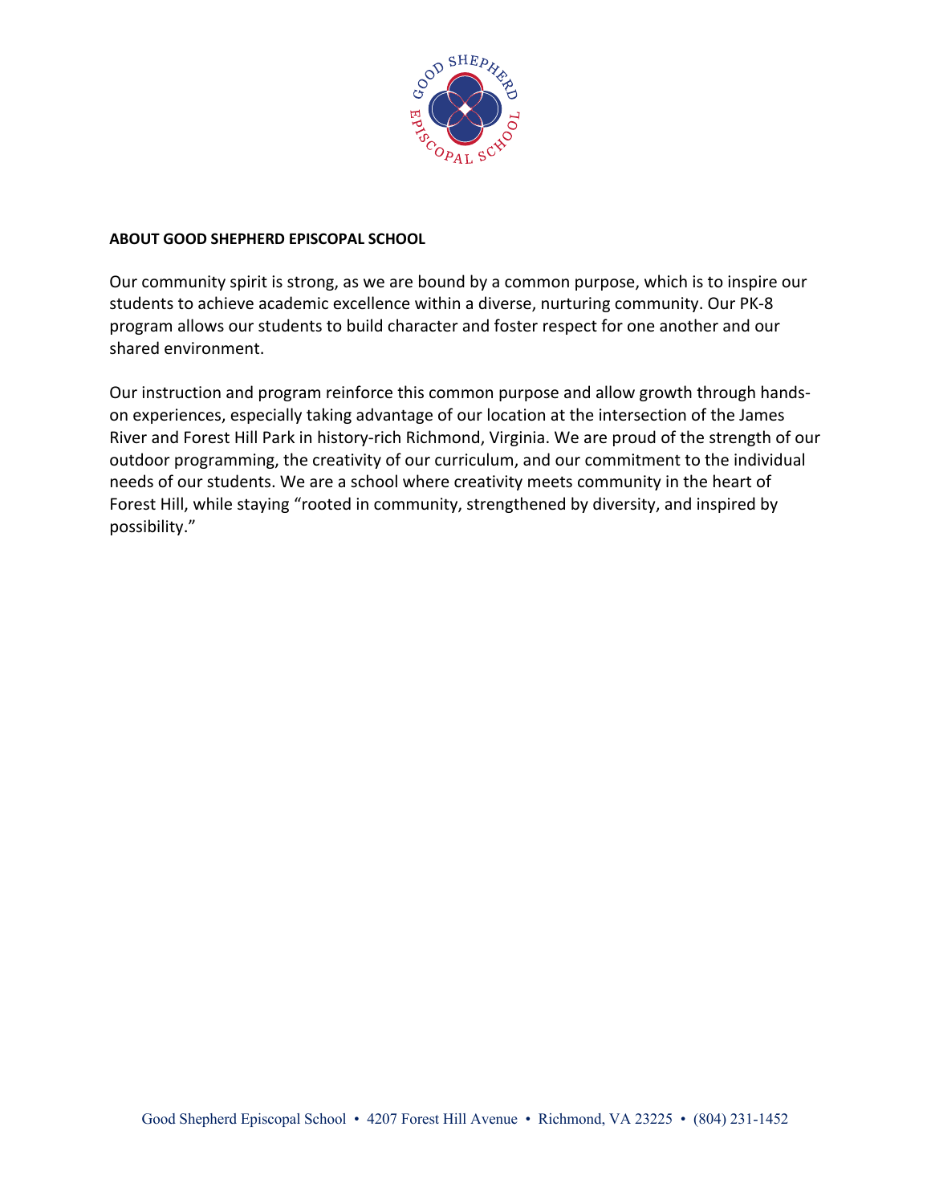**ABOUT GOOD SHEPHERD EPISCOPAL SCHOOL**

Our community spirit is strong, as we are bound by a common purpose, which is to inspire our students to achieve academic excellence within a diverse, nurturing community. Our PK-8 program allows our students to build character and foster respect for one another and our shared environment.

Our instruction and program reinforce this common purpose and allow growth through hands-on experiences, especially taking advantage of our location at the intersection of the James River and Forest Hill Park in history-rich Richmond, Virginia. We are proud of the strength of our outdoor programming, the creativity of our curriculum, and our commitment to the individual needs of our students. We are a school where creativity meets community in the heart of Forest Hill, while staying "rooted in community, strengthened by diversity, and inspired by possibility."

Good Shepherd Episcopal School • 4207 Forest Hill Avenue • Richmond, VA 23225 • (804) 231-1452